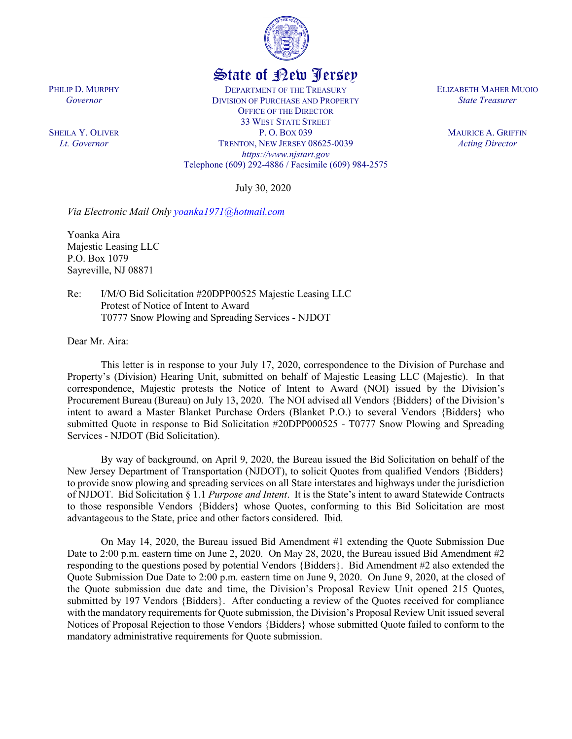State of New Jersey

PHILIP D. MURPHY
*Governor*

SHEILA Y. OLIVER
*Lt. Governor*

DEPARTMENT OF THE TREASURY
DIVISION OF PURCHASE AND PROPERTY
OFFICE OF THE DIRECTOR
33 WEST STATE STREET
P. O. BOX 039
TRENTON, NEW JERSEY 08625-0039
*https://www.njstart.gov*
Telephone (609) 292-4886 / Facsimile (609) 984-2575

ELIZABETH MAHER MUOIO
*State Treasurer*

MAURICE A. GRIFFIN
*Acting Director*

July 30, 2020

*Via Electronic Mail Only yoanka1971@hotmail.com*

Yoanka Aira
Majestic Leasing LLC
P.O. Box 1079
Sayreville, NJ 08871

Re: I/M/O Bid Solicitation #20DPP00525 Majestic Leasing LLC
Protest of Notice of Intent to Award
T0777 Snow Plowing and Spreading Services - NJDOT

Dear Mr. Aira:

This letter is in response to your July 17, 2020, correspondence to the Division of Purchase and Property's (Division) Hearing Unit, submitted on behalf of Majestic Leasing LLC (Majestic). In that correspondence, Majestic protests the Notice of Intent to Award (NOI) issued by the Division's Procurement Bureau (Bureau) on July 13, 2020. The NOI advised all Vendors {Bidders} of the Division's intent to award a Master Blanket Purchase Orders (Blanket P.O.) to several Vendors {Bidders} who submitted Quote in response to Bid Solicitation #20DPP000525 - T0777 Snow Plowing and Spreading Services - NJDOT (Bid Solicitation).

By way of background, on April 9, 2020, the Bureau issued the Bid Solicitation on behalf of the New Jersey Department of Transportation (NJDOT), to solicit Quotes from qualified Vendors {Bidders} to provide snow plowing and spreading services on all State interstates and highways under the jurisdiction of NJDOT. Bid Solicitation § 1.1 *Purpose and Intent*. It is the State's intent to award Statewide Contracts to those responsible Vendors {Bidders} whose Quotes, conforming to this Bid Solicitation are most advantageous to the State, price and other factors considered. Ibid.

On May 14, 2020, the Bureau issued Bid Amendment #1 extending the Quote Submission Due Date to 2:00 p.m. eastern time on June 2, 2020. On May 28, 2020, the Bureau issued Bid Amendment #2 responding to the questions posed by potential Vendors {Bidders}. Bid Amendment #2 also extended the Quote Submission Due Date to 2:00 p.m. eastern time on June 9, 2020. On June 9, 2020, at the closed of the Quote submission due date and time, the Division's Proposal Review Unit opened 215 Quotes, submitted by 197 Vendors {Bidders}. After conducting a review of the Quotes received for compliance with the mandatory requirements for Quote submission, the Division's Proposal Review Unit issued several Notices of Proposal Rejection to those Vendors {Bidders} whose submitted Quote failed to conform to the mandatory administrative requirements for Quote submission.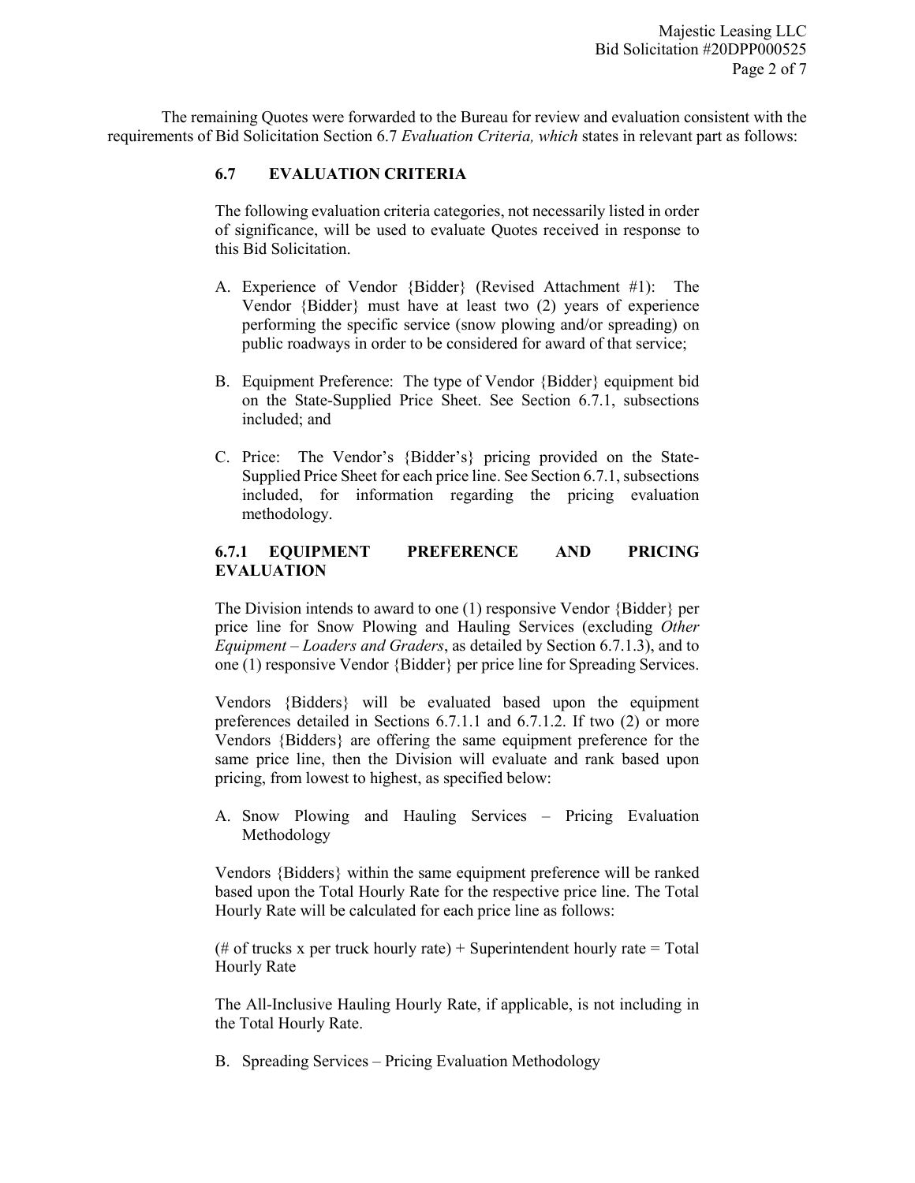The remaining Quotes were forwarded to the Bureau for review and evaluation consistent with the requirements of Bid Solicitation Section 6.7 *Evaluation Criteria, which* states in relevant part as follows:

> **6.7 EVALUATION CRITERIA**
>
> The following evaluation criteria categories, not necessarily listed in order of significance, will be used to evaluate Quotes received in response to this Bid Solicitation.
>
> A. Experience of Vendor {Bidder} (Revised Attachment #1): The Vendor {Bidder} must have at least two (2) years of experience performing the specific service (snow plowing and/or spreading) on public roadways in order to be considered for award of that service;
>
> B. Equipment Preference: The type of Vendor {Bidder} equipment bid on the State-Supplied Price Sheet. See Section 6.7.1, subsections included; and
>
> C. Price: The Vendor's {Bidder's} pricing provided on the State-Supplied Price Sheet for each price line. See Section 6.7.1, subsections included, for information regarding the pricing evaluation methodology.
>
> **6.7.1 EQUIPMENT PREFERENCE AND PRICING EVALUATION**
>
> The Division intends to award to one (1) responsive Vendor {Bidder} per price line for Snow Plowing and Hauling Services (excluding *Other Equipment – Loaders and Graders*, as detailed by Section 6.7.1.3), and to one (1) responsive Vendor {Bidder} per price line for Spreading Services.
>
> Vendors {Bidders} will be evaluated based upon the equipment preferences detailed in Sections 6.7.1.1 and 6.7.1.2. If two (2) or more Vendors {Bidders} are offering the same equipment preference for the same price line, then the Division will evaluate and rank based upon pricing, from lowest to highest, as specified below:
>
> A. Snow Plowing and Hauling Services – Pricing Evaluation Methodology
>
> Vendors {Bidders} within the same equipment preference will be ranked based upon the Total Hourly Rate for the respective price line. The Total Hourly Rate will be calculated for each price line as follows:
>
> (# of trucks x per truck hourly rate) + Superintendent hourly rate = Total Hourly Rate
>
> The All-Inclusive Hauling Hourly Rate, if applicable, is not including in the Total Hourly Rate.
>
> B. Spreading Services – Pricing Evaluation Methodology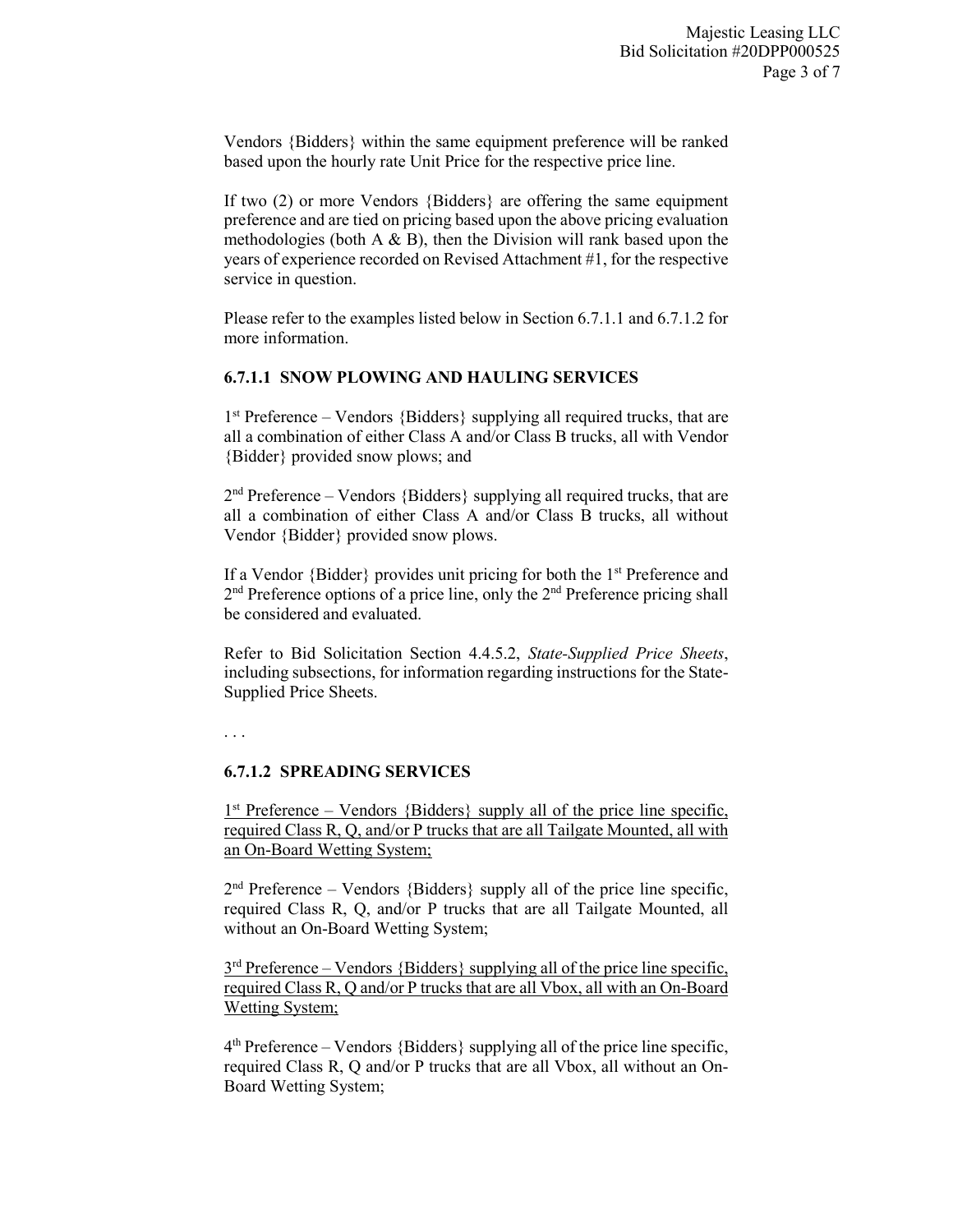Vendors {Bidders} within the same equipment preference will be ranked based upon the hourly rate Unit Price for the respective price line.

If two (2) or more Vendors {Bidders} are offering the same equipment preference and are tied on pricing based upon the above pricing evaluation methodologies (both A & B), then the Division will rank based upon the years of experience recorded on Revised Attachment #1, for the respective service in question.

Please refer to the examples listed below in Section 6.7.1.1 and 6.7.1.2 for more information.

### 6.7.1.1 SNOW PLOWING AND HAULING SERVICES

1st Preference – Vendors {Bidders} supplying all required trucks, that are all a combination of either Class A and/or Class B trucks, all with Vendor {Bidder} provided snow plows; and

2nd Preference – Vendors {Bidders} supplying all required trucks, that are all a combination of either Class A and/or Class B trucks, all without Vendor {Bidder} provided snow plows.

If a Vendor {Bidder} provides unit pricing for both the 1st Preference and 2nd Preference options of a price line, only the 2nd Preference pricing shall be considered and evaluated.

Refer to Bid Solicitation Section 4.4.5.2, *State-Supplied Price Sheets*, including subsections, for information regarding instructions for the State-Supplied Price Sheets.

. . .

### 6.7.1.2 SPREADING SERVICES

<u>1st Preference – Vendors {Bidders} supply all of the price line specific, required Class R, Q, and/or P trucks that are all Tailgate Mounted, all with an On-Board Wetting System;</u>

2nd Preference – Vendors {Bidders} supply all of the price line specific, required Class R, Q, and/or P trucks that are all Tailgate Mounted, all without an On-Board Wetting System;

<u>3rd Preference – Vendors {Bidders} supplying all of the price line specific, required Class R, Q and/or P trucks that are all Vbox, all with an On-Board Wetting System;</u>

4th Preference – Vendors {Bidders} supplying all of the price line specific, required Class R, Q and/or P trucks that are all Vbox, all without an On-Board Wetting System;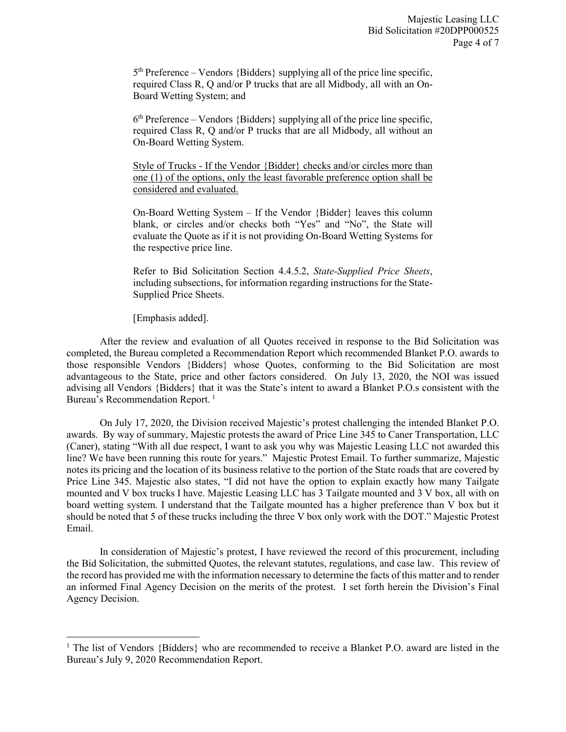5th Preference – Vendors {Bidders} supplying all of the price line specific, required Class R, Q and/or P trucks that are all Midbody, all with an On-Board Wetting System; and

6th Preference – Vendors {Bidders} supplying all of the price line specific, required Class R, Q and/or P trucks that are all Midbody, all without an On-Board Wetting System.

<u>Style of Trucks - If the Vendor {Bidder} checks and/or circles more than one (1) of the options, only the least favorable preference option shall be considered and evaluated.</u>

On-Board Wetting System – If the Vendor {Bidder} leaves this column blank, or circles and/or checks both "Yes" and "No", the State will evaluate the Quote as if it is not providing On-Board Wetting Systems for the respective price line.

Refer to Bid Solicitation Section 4.4.5.2, *State-Supplied Price Sheets*, including subsections, for information regarding instructions for the State-Supplied Price Sheets.

[Emphasis added].

After the review and evaluation of all Quotes received in response to the Bid Solicitation was completed, the Bureau completed a Recommendation Report which recommended Blanket P.O. awards to those responsible Vendors {Bidders} whose Quotes, conforming to the Bid Solicitation are most advantageous to the State, price and other factors considered. On July 13, 2020, the NOI was issued advising all Vendors {Bidders} that it was the State's intent to award a Blanket P.O.s consistent with the Bureau's Recommendation Report. [1]

On July 17, 2020, the Division received Majestic's protest challenging the intended Blanket P.O. awards. By way of summary, Majestic protests the award of Price Line 345 to Caner Transportation, LLC (Caner), stating "With all due respect, I want to ask you why was Majestic Leasing LLC not awarded this line? We have been running this route for years." Majestic Protest Email. To further summarize, Majestic notes its pricing and the location of its business relative to the portion of the State roads that are covered by Price Line 345. Majestic also states, "I did not have the option to explain exactly how many Tailgate mounted and V box trucks I have. Majestic Leasing LLC has 3 Tailgate mounted and 3 V box, all with on board wetting system. I understand that the Tailgate mounted has a higher preference than V box but it should be noted that 5 of these trucks including the three V box only work with the DOT." Majestic Protest Email.

In consideration of Majestic's protest, I have reviewed the record of this procurement, including the Bid Solicitation, the submitted Quotes, the relevant statutes, regulations, and case law. This review of the record has provided me with the information necessary to determine the facts of this matter and to render an informed Final Agency Decision on the merits of the protest. I set forth herein the Division's Final Agency Decision.

---

[1] The list of Vendors {Bidders} who are recommended to receive a Blanket P.O. award are listed in the Bureau's July 9, 2020 Recommendation Report.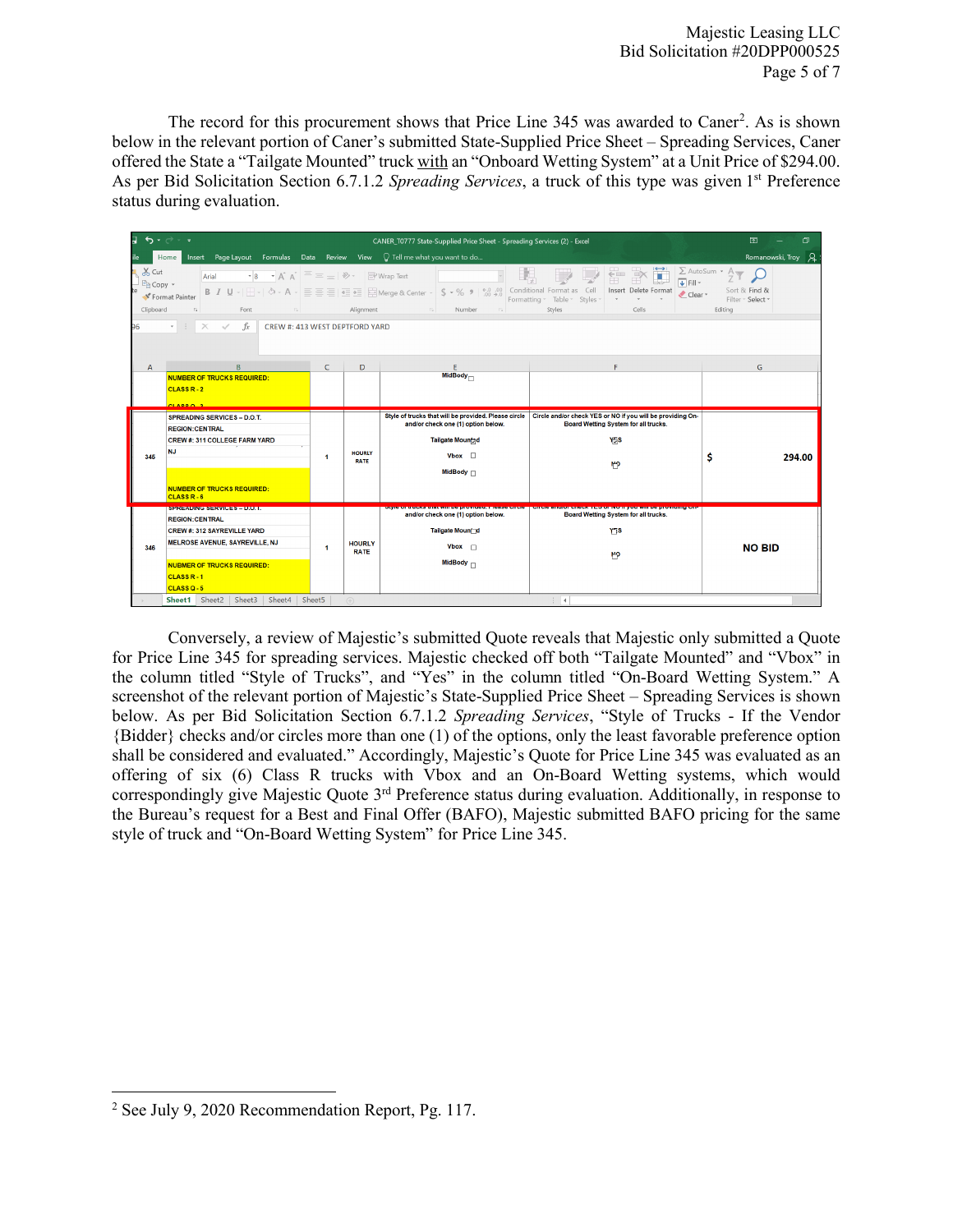The record for this procurement shows that Price Line 345 was awarded to Caner[2]. As is shown below in the relevant portion of Caner's submitted State-Supplied Price Sheet – Spreading Services, Caner offered the State a "Tailgate Mounted" truck with an "Onboard Wetting System" at a Unit Price of \$294.00. As per Bid Solicitation Section 6.7.1.2 *Spreading Services*, a truck of this type was given 1st Preference status during evaluation.

| A | B | C | D | E | F | G |
|---|---|---|---|---|---|---|
| | NUMBER OF TRUCKS REQUIRED: CLASS R - 2 CLASS Q - 3 | | | MidBody ☐ | | |
| 345 | SPREADING SERVICES – D.O.T. REGION: CENTRAL CREW #: 311 COLLEGE FARM YARD NJ NUMBER OF TRUCKS REQUIRED: CLASS R - 6 | 1 | HOURLY RATE | Style of trucks that will be provided. Please circle and/or check one (1) option below. Tailgate Mounted ☑ Vbox ☐ MidBody ☐ | Circle and/or check YES or NO if you will be providing On-Board Wetting System for all trucks. YES NO | $ 294.00 |
| 346 | SPREADING SERVICES – D.O.T. REGION: CENTRAL CREW #: 312 SAYREVILLE YARD MELROSE AVENUE, SAYREVILLE, NJ NUMBER OF TRUCKS REQUIRED: CLASS R - 1 CLASS Q - 5 | 1 | HOURLY RATE | Style of trucks that will be provided. Please circle and/or check one (1) option below. Tailgate Mounted ☐ Vbox ☐ MidBody ☐ | Circle and/or check YES or NO if you will be providing On-Board Wetting System for all trucks. YES NO | NO BID |

Conversely, a review of Majestic's submitted Quote reveals that Majestic only submitted a Quote for Price Line 345 for spreading services. Majestic checked off both "Tailgate Mounted" and "Vbox" in the column titled "Style of Trucks", and "Yes" in the column titled "On-Board Wetting System." A screenshot of the relevant portion of Majestic's State-Supplied Price Sheet – Spreading Services is shown below. As per Bid Solicitation Section 6.7.1.2 *Spreading Services*, "Style of Trucks - If the Vendor {Bidder} checks and/or circles more than one (1) of the options, only the least favorable preference option shall be considered and evaluated." Accordingly, Majestic's Quote for Price Line 345 was evaluated as an offering of six (6) Class R trucks with Vbox and an On-Board Wetting systems, which would correspondingly give Majestic Quote 3rd Preference status during evaluation. Additionally, in response to the Bureau's request for a Best and Final Offer (BAFO), Majestic submitted BAFO pricing for the same style of truck and "On-Board Wetting System" for Price Line 345.

[2] See July 9, 2020 Recommendation Report, Pg. 117.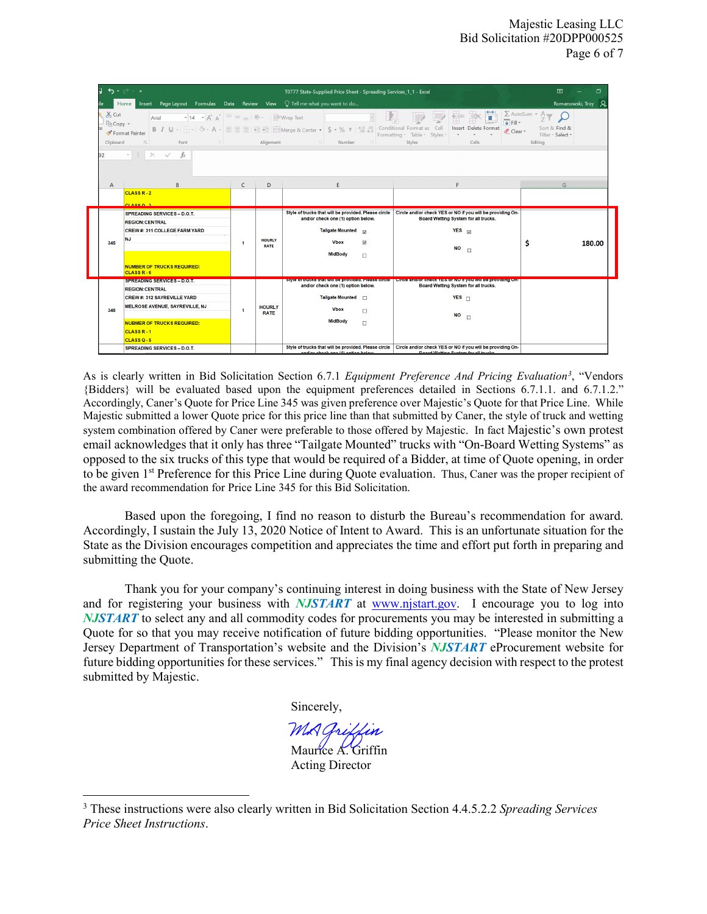| A | B | C | D | E | F | G |
|---|---|---|---|---|---|---|
| | CLASS R - 2<br>CLASS Q - 1 | | | | | |
| 345 | SPREADING SERVICES – D.O.T.<br>REGION:CENTRAL<br>CREW#: 311 COLLEGE FARM YARD<br>NJ<br>NUMBER OF TRUCKS REQUIRED:<br>CLASS R - 6 | 1 | HOURLY RATE | Style of trucks that will be provided. Please circle and/or check one (1) option below.<br>Tailgate Mounted ☑<br>Vbox ☑<br>MidBody ☐ | Circle and/or check YES or NO if you will be providing On-Board Wetting System for all trucks.<br>YES ☑<br>NO ☐ | $ 180.00 |
| 346 | SPREADING SERVICES – D.O.T.<br>REGION:CENTRAL<br>CREW#: 312 SAYREVILLE YARD<br>MELROSE AVENUE, SAYREVILLE, NJ<br>NUMBER OF TRUCKS REQUIRED:<br>CLASS R - 1<br>CLASS Q - 5 | 1 | HOURLY RATE | Style of trucks that will be provided. Please circle and/or check one (1) option below.<br>Tailgate Mounted ☐<br>Vbox ☐<br>MidBody ☐ | Circle and/or check YES or NO if you will be providing On-Board Wetting System for all trucks.<br>YES ☐<br>NO ☐ | |
| | SPREADING SERVICES – D.O.T. | | | Style of trucks that will be provided. Please circle and/or check one (1) option below. | Circle and/or check YES or NO if you will be providing On-Board Wetting System for all trucks. | |

As is clearly written in Bid Solicitation Section 6.7.1 *Equipment Preference And Pricing Evaluation*[3], "Vendors {Bidders} will be evaluated based upon the equipment preferences detailed in Sections 6.7.1.1. and 6.7.1.2." Accordingly, Caner's Quote for Price Line 345 was given preference over Majestic's Quote for that Price Line. While Majestic submitted a lower Quote price for this price line than that submitted by Caner, the style of truck and wetting system combination offered by Caner were preferable to those offered by Majestic. In fact Majestic's own protest email acknowledges that it only has three "Tailgate Mounted" trucks with "On-Board Wetting Systems" as opposed to the six trucks of this type that would be required of a Bidder, at time of Quote opening, in order to be given 1st Preference for this Price Line during Quote evaluation. Thus, Caner was the proper recipient of the award recommendation for Price Line 345 for this Bid Solicitation.

Based upon the foregoing, I find no reason to disturb the Bureau's recommendation for award. Accordingly, I sustain the July 13, 2020 Notice of Intent to Award. This is an unfortunate situation for the State as the Division encourages competition and appreciates the time and effort put forth in preparing and submitting the Quote.

Thank you for your company's continuing interest in doing business with the State of New Jersey and for registering your business with ***NJSTART*** at www.njstart.gov. I encourage you to log into ***NJSTART*** to select any and all commodity codes for procurements you may be interested in submitting a Quote for so that you may receive notification of future bidding opportunities. "Please monitor the New Jersey Department of Transportation's website and the Division's ***NJSTART*** eProcurement website for future bidding opportunities for these services." This is my final agency decision with respect to the protest submitted by Majestic.

Sincerely,

M A Griffin

Maurice A. Griffin
Acting Director

[3] These instructions were also clearly written in Bid Solicitation Section 4.4.5.2.2 *Spreading Services Price Sheet Instructions*.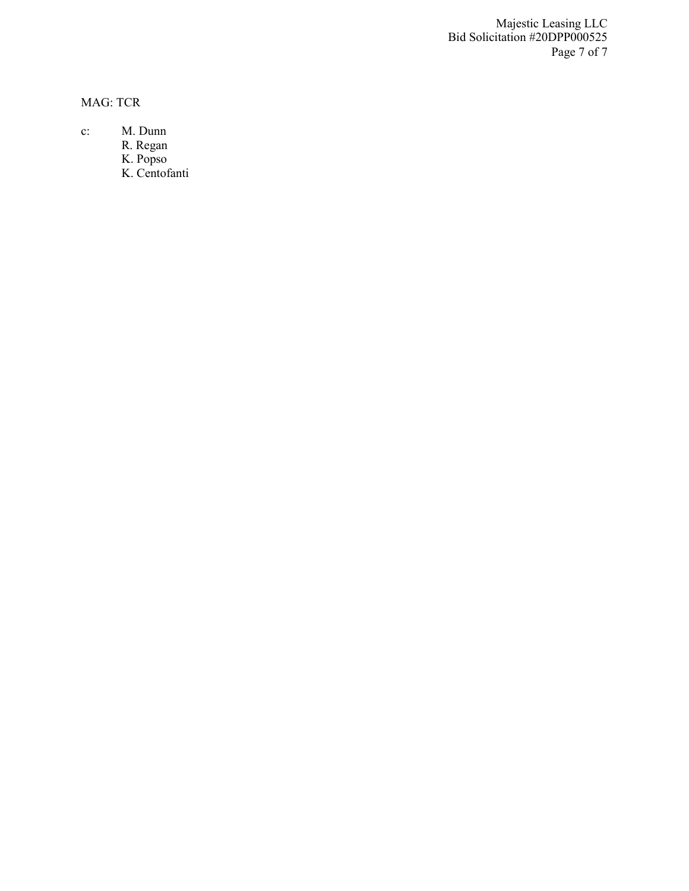MAG: TCR

c: M. Dunn
R. Regan
K. Popso
K. Centofanti